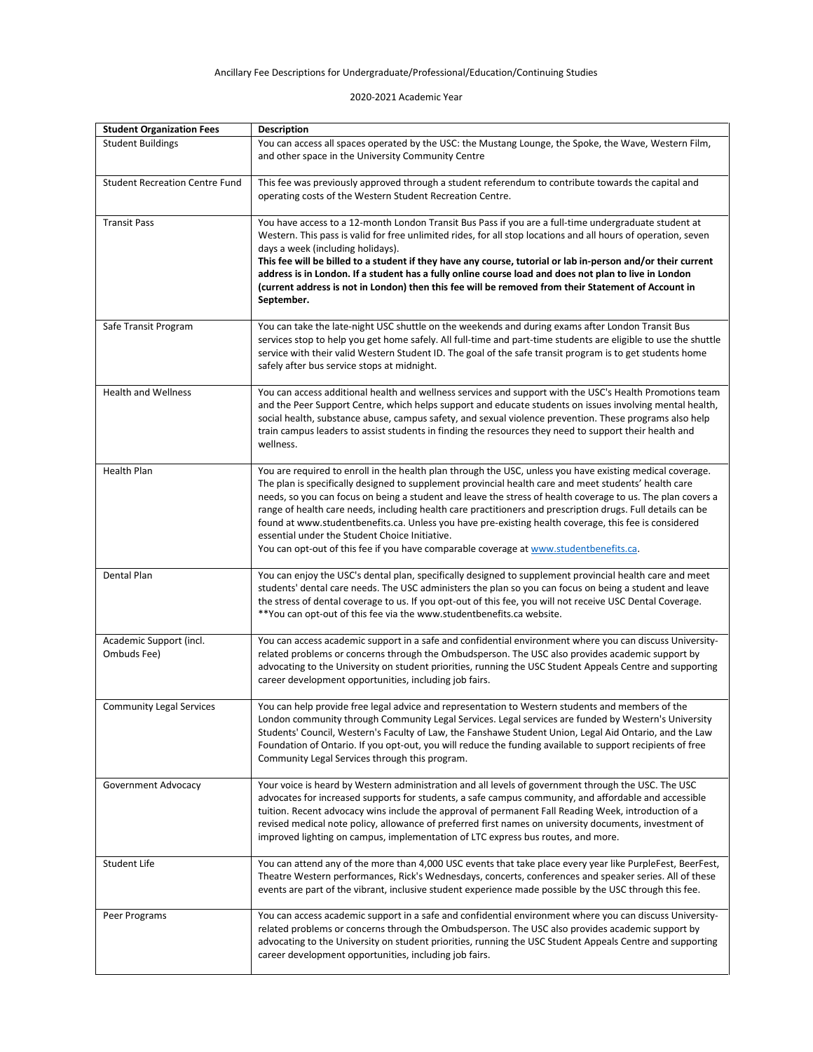Ancillary Fee Descriptions for Undergraduate/Professional/Education/Continuing Studies

2020-2021 Academic Year

| **Student Organization Fees** | **Description** |
| --- | --- |
| Student Buildings | You can access all spaces operated by the USC: the Mustang Lounge, the Spoke, the Wave, Western Film, and other space in the University Community Centre |
| Student Recreation Centre Fund | This fee was previously approved through a student referendum to contribute towards the capital and operating costs of the Western Student Recreation Centre. |
| Transit Pass | You have access to a 12-month London Transit Bus Pass if you are a full-time undergraduate student at Western. This pass is valid for free unlimited rides, for all stop locations and all hours of operation, seven days a week (including holidays). **This fee will be billed to a student if they have any course, tutorial or lab in-person and/or their current address is in London. If a student has a fully online course load and does not plan to live in London (current address is not in London) then this fee will be removed from their Statement of Account in September.** |
| Safe Transit Program | You can take the late-night USC shuttle on the weekends and during exams after London Transit Bus services stop to help you get home safely. All full-time and part-time students are eligible to use the shuttle service with their valid Western Student ID. The goal of the safe transit program is to get students home safely after bus service stops at midnight. |
| Health and Wellness | You can access additional health and wellness services and support with the USC's Health Promotions team and the Peer Support Centre, which helps support and educate students on issues involving mental health, social health, substance abuse, campus safety, and sexual violence prevention. These programs also help train campus leaders to assist students in finding the resources they need to support their health and wellness. |
| Health Plan | You are required to enroll in the health plan through the USC, unless you have existing medical coverage. The plan is specifically designed to supplement provincial health care and meet students' health care needs, so you can focus on being a student and leave the stress of health coverage to us. The plan covers a range of health care needs, including health care practitioners and prescription drugs. Full details can be found at www.studentbenefits.ca. Unless you have pre-existing health coverage, this fee is considered essential under the Student Choice Initiative. You can opt-out of this fee if you have comparable coverage at [www.studentbenefits.ca](www.studentbenefits.ca). |
| Dental Plan | You can enjoy the USC's dental plan, specifically designed to supplement provincial health care and meet students' dental care needs. The USC administers the plan so you can focus on being a student and leave the stress of dental coverage to us. If you opt-out of this fee, you will not receive USC Dental Coverage. **You can opt-out of this fee via the www.studentbenefits.ca website. |
| Academic Support (incl. Ombuds Fee) | You can access academic support in a safe and confidential environment where you can discuss University-related problems or concerns through the Ombudsperson. The USC also provides academic support by advocating to the University on student priorities, running the USC Student Appeals Centre and supporting career development opportunities, including job fairs. |
| Community Legal Services | You can help provide free legal advice and representation to Western students and members of the London community through Community Legal Services. Legal services are funded by Western's University Students' Council, Western's Faculty of Law, the Fanshawe Student Union, Legal Aid Ontario, and the Law Foundation of Ontario. If you opt-out, you will reduce the funding available to support recipients of free Community Legal Services through this program. |
| Government Advocacy | Your voice is heard by Western administration and all levels of government through the USC. The USC advocates for increased supports for students, a safe campus community, and affordable and accessible tuition. Recent advocacy wins include the approval of permanent Fall Reading Week, introduction of a revised medical note policy, allowance of preferred first names on university documents, investment of improved lighting on campus, implementation of LTC express bus routes, and more. |
| Student Life | You can attend any of the more than 4,000 USC events that take place every year like PurpleFest, BeerFest, Theatre Western performances, Rick's Wednesdays, concerts, conferences and speaker series. All of these events are part of the vibrant, inclusive student experience made possible by the USC through this fee. |
| Peer Programs | You can access academic support in a safe and confidential environment where you can discuss University-related problems or concerns through the Ombudsperson. The USC also provides academic support by advocating to the University on student priorities, running the USC Student Appeals Centre and supporting career development opportunities, including job fairs. |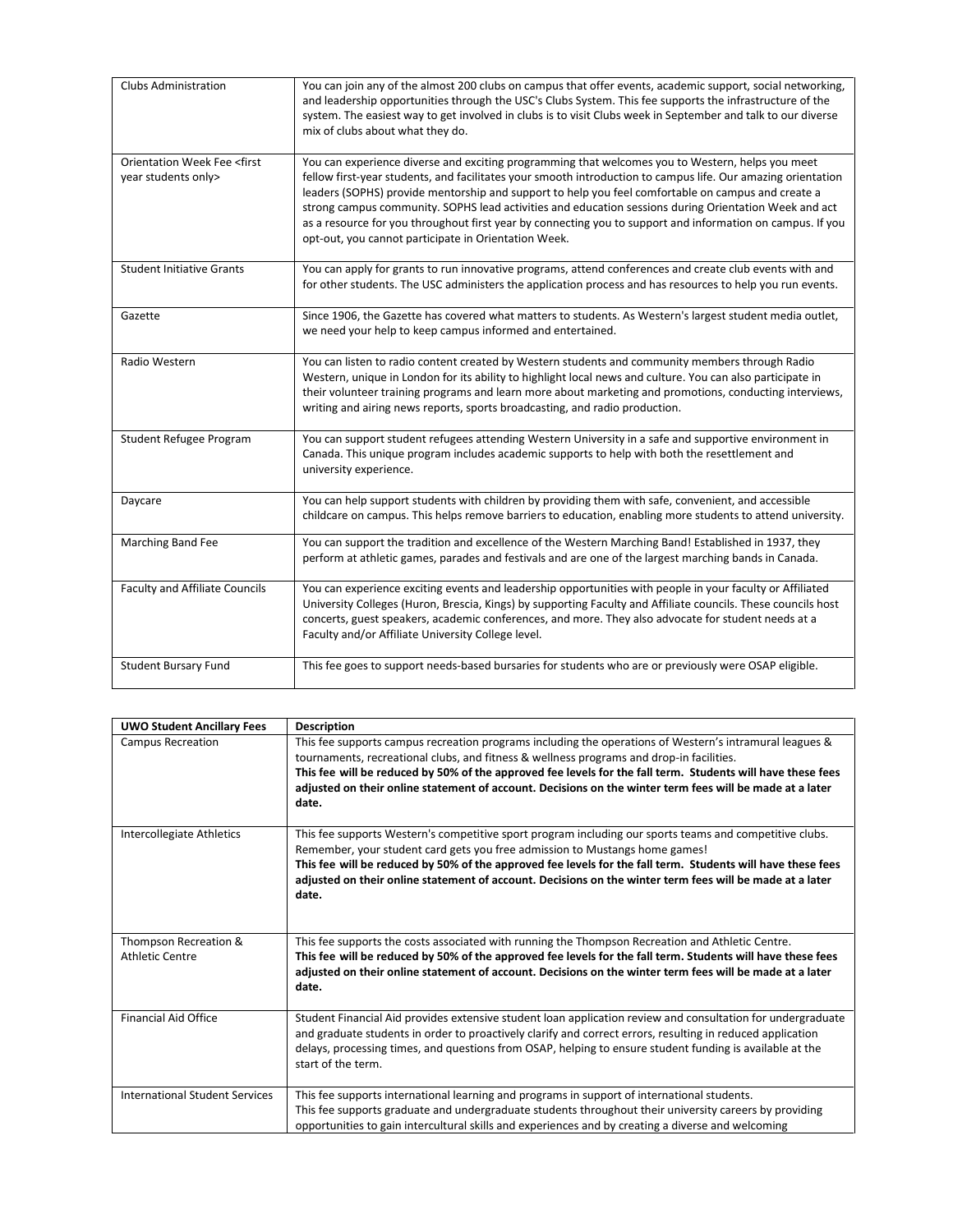| | |
|---|---|
| Clubs Administration | You can join any of the almost 200 clubs on campus that offer events, academic support, social networking, and leadership opportunities through the USC's Clubs System. This fee supports the infrastructure of the system. The easiest way to get involved in clubs is to visit Clubs week in September and talk to our diverse mix of clubs about what they do. |
| Orientation Week Fee <first year students only> | You can experience diverse and exciting programming that welcomes you to Western, helps you meet fellow first-year students, and facilitates your smooth introduction to campus life. Our amazing orientation leaders (SOPHS) provide mentorship and support to help you feel comfortable on campus and create a strong campus community. SOPHS lead activities and education sessions during Orientation Week and act as a resource for you throughout first year by connecting you to support and information on campus. If you opt-out, you cannot participate in Orientation Week. |
| Student Initiative Grants | You can apply for grants to run innovative programs, attend conferences and create club events with and for other students. The USC administers the application process and has resources to help you run events. |
| Gazette | Since 1906, the Gazette has covered what matters to students. As Western's largest student media outlet, we need your help to keep campus informed and entertained. |
| Radio Western | You can listen to radio content created by Western students and community members through Radio Western, unique in London for its ability to highlight local news and culture. You can also participate in their volunteer training programs and learn more about marketing and promotions, conducting interviews, writing and airing news reports, sports broadcasting, and radio production. |
| Student Refugee Program | You can support student refugees attending Western University in a safe and supportive environment in Canada. This unique program includes academic supports to help with both the resettlement and university experience. |
| Daycare | You can help support students with children by providing them with safe, convenient, and accessible childcare on campus. This helps remove barriers to education, enabling more students to attend university. |
| Marching Band Fee | You can support the tradition and excellence of the Western Marching Band! Established in 1937, they perform at athletic games, parades and festivals and are one of the largest marching bands in Canada. |
| Faculty and Affiliate Councils | You can experience exciting events and leadership opportunities with people in your faculty or Affiliated University Colleges (Huron, Brescia, Kings) by supporting Faculty and Affiliate councils. These councils host concerts, guest speakers, academic conferences, and more. They also advocate for student needs at a Faculty and/or Affiliate University College level. |
| Student Bursary Fund | This fee goes to support needs-based bursaries for students who are or previously were OSAP eligible. |

| **UWO Student Ancillary Fees** | **Description** |
|---|---|
| Campus Recreation | This fee supports campus recreation programs including the operations of Western's intramural leagues & tournaments, recreational clubs, and fitness & wellness programs and drop-in facilities. **This fee will be reduced by 50% of the approved fee levels for the fall term. Students will have these fees adjusted on their online statement of account. Decisions on the winter term fees will be made at a later date.** |
| Intercollegiate Athletics | This fee supports Western's competitive sport program including our sports teams and competitive clubs. Remember, your student card gets you free admission to Mustangs home games! **This fee will be reduced by 50% of the approved fee levels for the fall term. Students will have these fees adjusted on their online statement of account. Decisions on the winter term fees will be made at a later date.** |
| Thompson Recreation & Athletic Centre | This fee supports the costs associated with running the Thompson Recreation and Athletic Centre. **This fee will be reduced by 50% of the approved fee levels for the fall term. Students will have these fees adjusted on their online statement of account. Decisions on the winter term fees will be made at a later date.** |
| Financial Aid Office | Student Financial Aid provides extensive student loan application review and consultation for undergraduate and graduate students in order to proactively clarify and correct errors, resulting in reduced application delays, processing times, and questions from OSAP, helping to ensure student funding is available at the start of the term. |
| International Student Services | This fee supports international learning and programs in support of international students. This fee supports graduate and undergraduate students throughout their university careers by providing opportunities to gain intercultural skills and experiences and by creating a diverse and welcoming |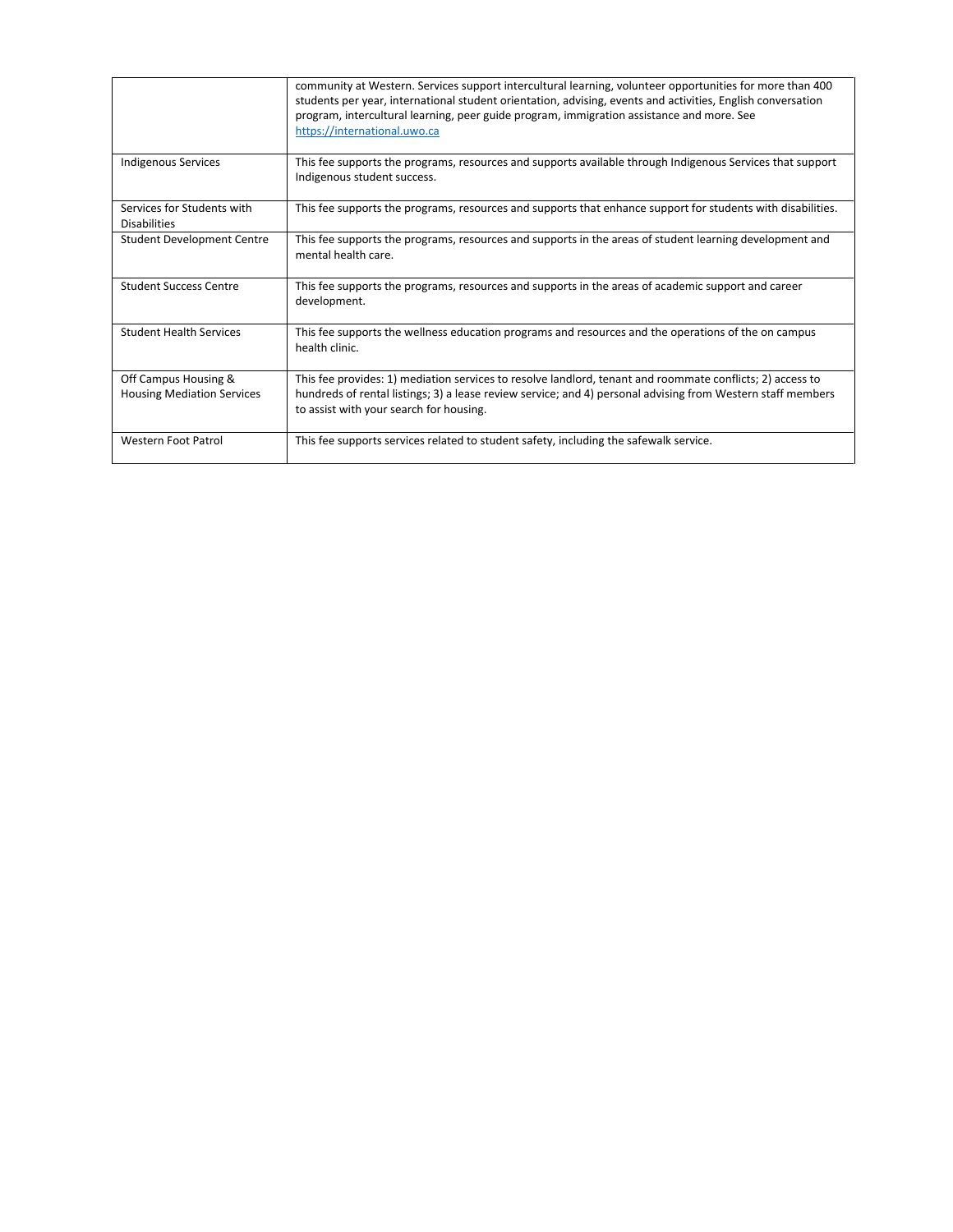| | |
|---|---|
| | community at Western. Services support intercultural learning, volunteer opportunities for more than 400 students per year, international student orientation, advising, events and activities, English conversation program, intercultural learning, peer guide program, immigration assistance and more. See https://international.uwo.ca |
| Indigenous Services | This fee supports the programs, resources and supports available through Indigenous Services that support Indigenous student success. |
| Services for Students with Disabilities | This fee supports the programs, resources and supports that enhance support for students with disabilities. |
| Student Development Centre | This fee supports the programs, resources and supports in the areas of student learning development and mental health care. |
| Student Success Centre | This fee supports the programs, resources and supports in the areas of academic support and career development. |
| Student Health Services | This fee supports the wellness education programs and resources and the operations of the on campus health clinic. |
| Off Campus Housing & Housing Mediation Services | This fee provides: 1) mediation services to resolve landlord, tenant and roommate conflicts; 2) access to hundreds of rental listings; 3) a lease review service; and 4) personal advising from Western staff members to assist with your search for housing. |
| Western Foot Patrol | This fee supports services related to student safety, including the safewalk service. |